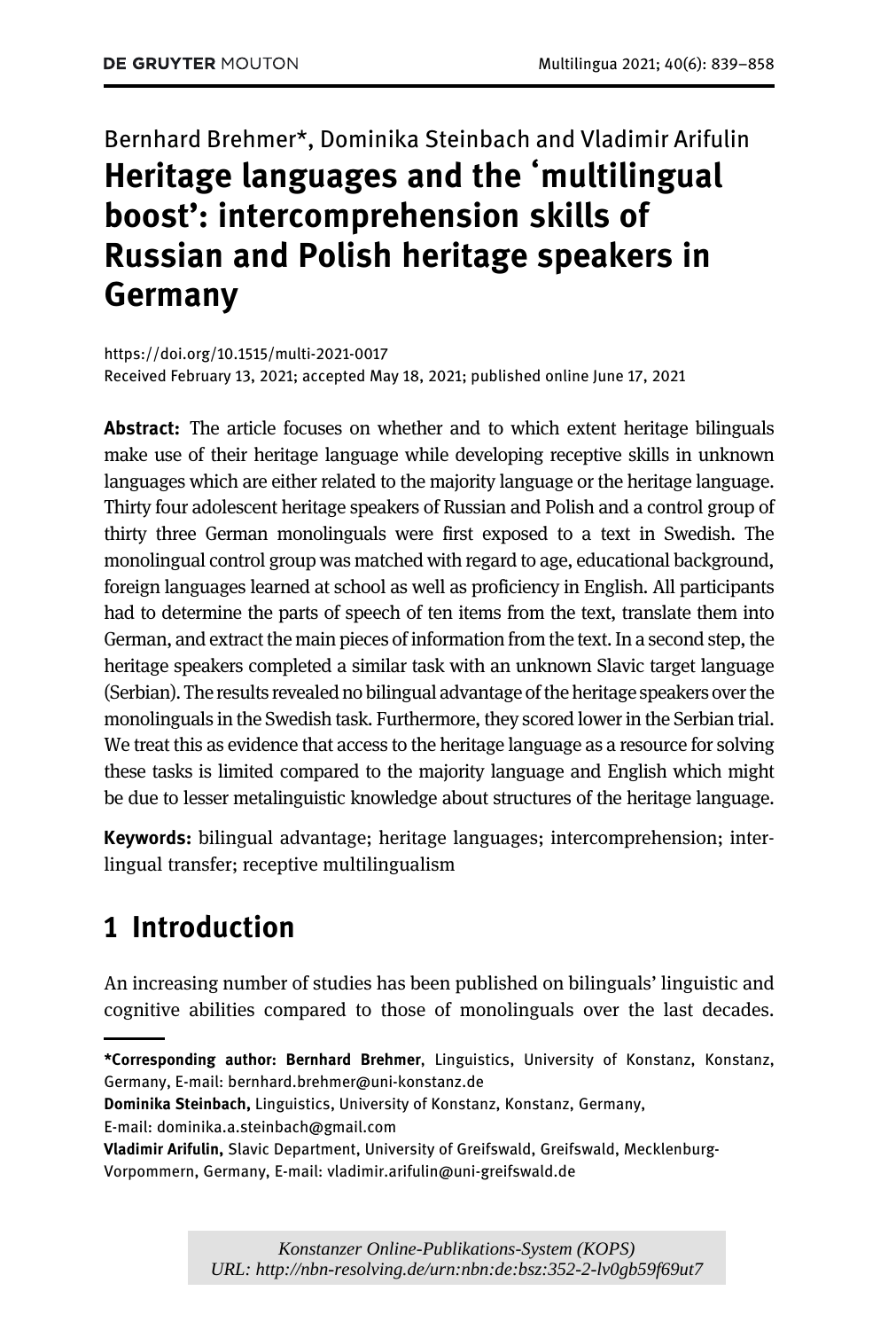Bernhard Brehmer*, Dominika Steinbach and Vladimir Arifulin

# Heritage languages and the 'multilingual boost': intercomprehension skills of Russian and Polish heritage speakers in Germany

https://doi.org/10.1515/multi-2021-0017
Received February 13, 2021; accepted May 18, 2021; published online June 17, 2021

**Abstract:** The article focuses on whether and to which extent heritage bilinguals make use of their heritage language while developing receptive skills in unknown languages which are either related to the majority language or the heritage language. Thirty four adolescent heritage speakers of Russian and Polish and a control group of thirty three German monolinguals were first exposed to a text in Swedish. The monolingual control group was matched with regard to age, educational background, foreign languages learned at school as well as proficiency in English. All participants had to determine the parts of speech of ten items from the text, translate them into German, and extract the main pieces of information from the text. In a second step, the heritage speakers completed a similar task with an unknown Slavic target language (Serbian). The results revealed no bilingual advantage of the heritage speakers over the monolinguals in the Swedish task. Furthermore, they scored lower in the Serbian trial. We treat this as evidence that access to the heritage language as a resource for solving these tasks is limited compared to the majority language and English which might be due to lesser metalinguistic knowledge about structures of the heritage language.

**Keywords:** bilingual advantage; heritage languages; intercomprehension; interlingual transfer; receptive multilingualism

## 1 Introduction

An increasing number of studies has been published on bilinguals' linguistic and cognitive abilities compared to those of monolinguals over the last decades.

---

***Corresponding author: Bernhard Brehmer**, Linguistics, University of Konstanz, Konstanz, Germany, E-mail: bernhard.brehmer@uni-konstanz.de

**Dominika Steinbach,** Linguistics, University of Konstanz, Konstanz, Germany, E-mail: dominika.a.steinbach@gmail.com

**Vladimir Arifulin,** Slavic Department, University of Greifswald, Greifswald, Mecklenburg-Vorpommern, Germany, E-mail: vladimir.arifulin@uni-greifswald.de

*Konstanzer Online-Publikations-System (KOPS)*
*URL: http://nbn-resolving.de/urn:nbn:de:bsz:352-2-lv0gb59f69ut7*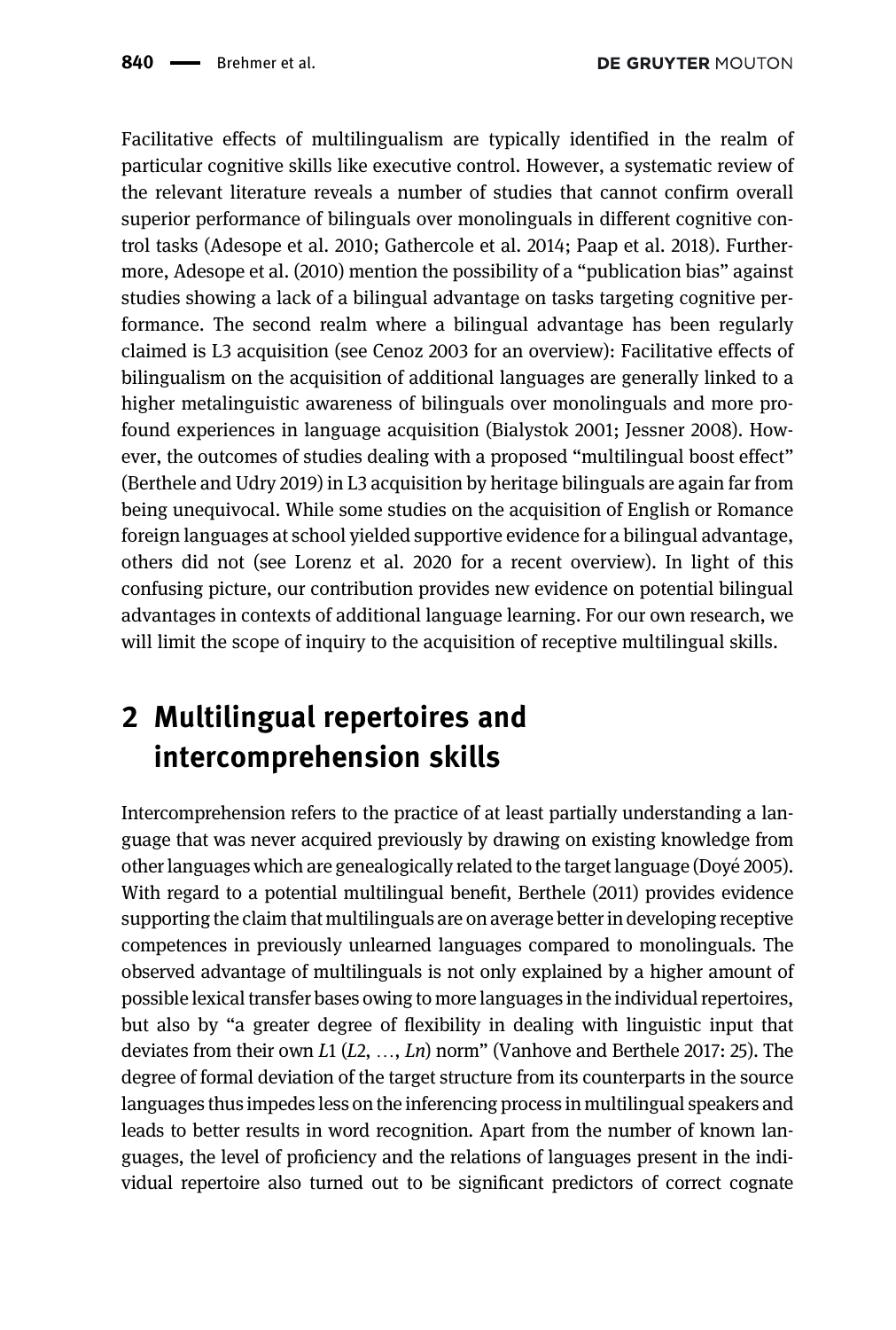Facilitative effects of multilingualism are typically identified in the realm of particular cognitive skills like executive control. However, a systematic review of the relevant literature reveals a number of studies that cannot confirm overall superior performance of bilinguals over monolinguals in different cognitive control tasks (Adesope et al. 2010; Gathercole et al. 2014; Paap et al. 2018). Furthermore, Adesope et al. (2010) mention the possibility of a "publication bias" against studies showing a lack of a bilingual advantage on tasks targeting cognitive performance. The second realm where a bilingual advantage has been regularly claimed is L3 acquisition (see Cenoz 2003 for an overview): Facilitative effects of bilingualism on the acquisition of additional languages are generally linked to a higher metalinguistic awareness of bilinguals over monolinguals and more profound experiences in language acquisition (Bialystok 2001; Jessner 2008). However, the outcomes of studies dealing with a proposed "multilingual boost effect" (Berthele and Udry 2019) in L3 acquisition by heritage bilinguals are again far from being unequivocal. While some studies on the acquisition of English or Romance foreign languages at school yielded supportive evidence for a bilingual advantage, others did not (see Lorenz et al. 2020 for a recent overview). In light of this confusing picture, our contribution provides new evidence on potential bilingual advantages in contexts of additional language learning. For our own research, we will limit the scope of inquiry to the acquisition of receptive multilingual skills.

## 2 Multilingual repertoires and intercomprehension skills

Intercomprehension refers to the practice of at least partially understanding a language that was never acquired previously by drawing on existing knowledge from other languages which are genealogically related to the target language (Doyé 2005). With regard to a potential multilingual benefit, Berthele (2011) provides evidence supporting the claim that multilinguals are on average better in developing receptive competences in previously unlearned languages compared to monolinguals. The observed advantage of multilinguals is not only explained by a higher amount of possible lexical transfer bases owing to more languages in the individual repertoires, but also by "a greater degree of flexibility in dealing with linguistic input that deviates from their own *L*1 (*L*2, …, *Ln*) norm" (Vanhove and Berthele 2017: 25). The degree of formal deviation of the target structure from its counterparts in the source languages thus impedes less on the inferencing process in multilingual speakers and leads to better results in word recognition. Apart from the number of known languages, the level of proficiency and the relations of languages present in the individual repertoire also turned out to be significant predictors of correct cognate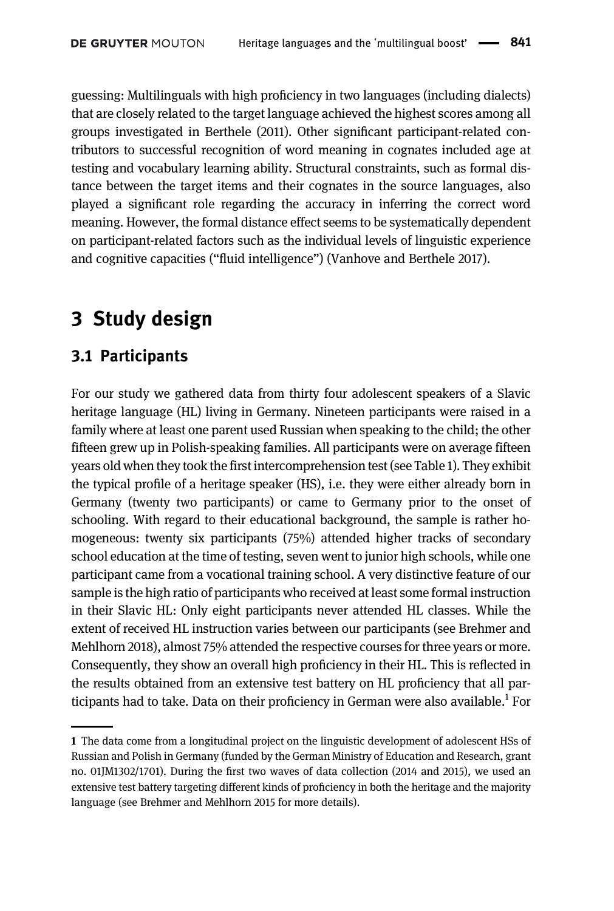guessing: Multilinguals with high proficiency in two languages (including dialects) that are closely related to the target language achieved the highest scores among all groups investigated in Berthele (2011). Other significant participant-related contributors to successful recognition of word meaning in cognates included age at testing and vocabulary learning ability. Structural constraints, such as formal distance between the target items and their cognates in the source languages, also played a significant role regarding the accuracy in inferring the correct word meaning. However, the formal distance effect seems to be systematically dependent on participant-related factors such as the individual levels of linguistic experience and cognitive capacities ("fluid intelligence") (Vanhove and Berthele 2017).

# 3 Study design

## 3.1 Participants

For our study we gathered data from thirty four adolescent speakers of a Slavic heritage language (HL) living in Germany. Nineteen participants were raised in a family where at least one parent used Russian when speaking to the child; the other fifteen grew up in Polish-speaking families. All participants were on average fifteen years old when they took the first intercomprehension test (see Table 1). They exhibit the typical profile of a heritage speaker (HS), i.e. they were either already born in Germany (twenty two participants) or came to Germany prior to the onset of schooling. With regard to their educational background, the sample is rather homogeneous: twenty six participants (75%) attended higher tracks of secondary school education at the time of testing, seven went to junior high schools, while one participant came from a vocational training school. A very distinctive feature of our sample is the high ratio of participants who received at least some formal instruction in their Slavic HL: Only eight participants never attended HL classes. While the extent of received HL instruction varies between our participants (see Brehmer and Mehlhorn 2018), almost 75% attended the respective courses for three years or more. Consequently, they show an overall high proficiency in their HL. This is reflected in the results obtained from an extensive test battery on HL proficiency that all participants had to take. Data on their proficiency in German were also available.[1] For

---

[1] The data come from a longitudinal project on the linguistic development of adolescent HSs of Russian and Polish in Germany (funded by the German Ministry of Education and Research, grant no. 01JM1302/1701). During the first two waves of data collection (2014 and 2015), we used an extensive test battery targeting different kinds of proficiency in both the heritage and the majority language (see Brehmer and Mehlhorn 2015 for more details).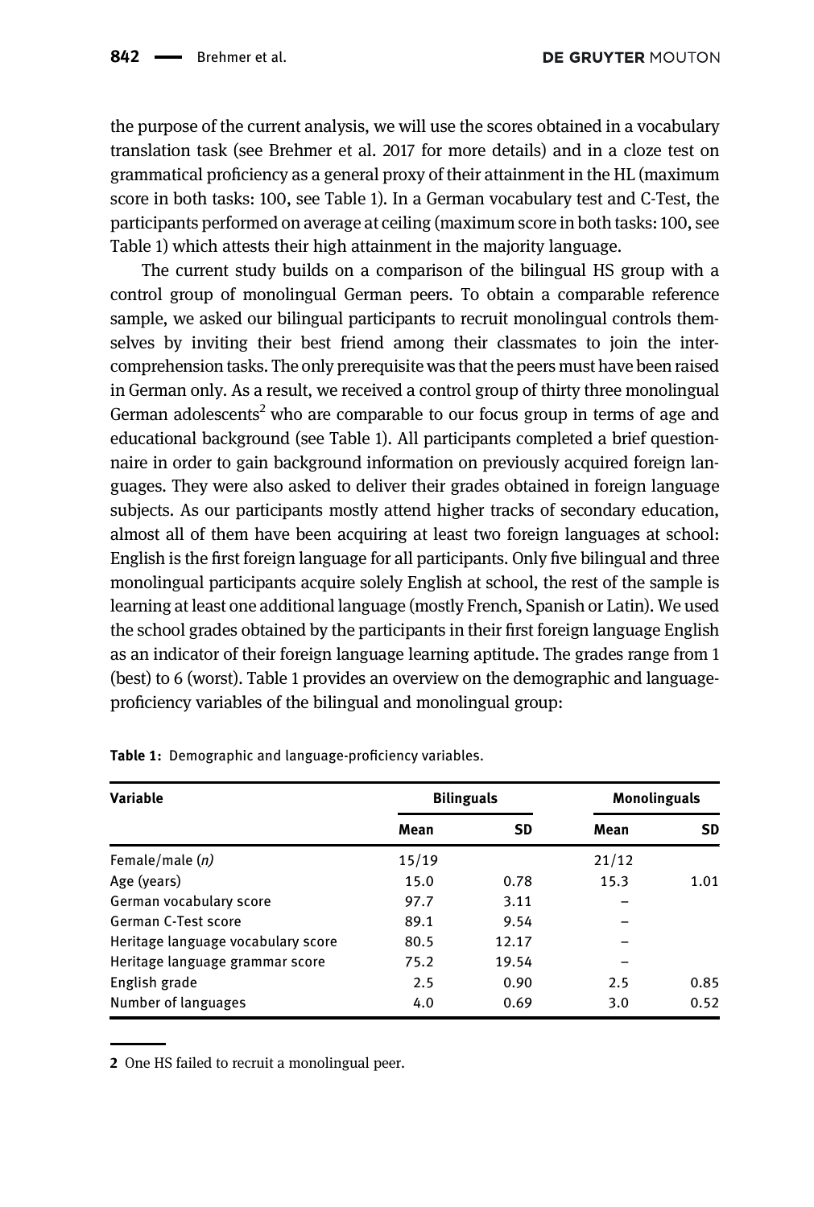the purpose of the current analysis, we will use the scores obtained in a vocabulary translation task (see Brehmer et al. 2017 for more details) and in a cloze test on grammatical proficiency as a general proxy of their attainment in the HL (maximum score in both tasks: 100, see Table 1). In a German vocabulary test and C-Test, the participants performed on average at ceiling (maximum score in both tasks: 100, see Table 1) which attests their high attainment in the majority language.

The current study builds on a comparison of the bilingual HS group with a control group of monolingual German peers. To obtain a comparable reference sample, we asked our bilingual participants to recruit monolingual controls themselves by inviting their best friend among their classmates to join the intercomprehension tasks. The only prerequisite was that the peers must have been raised in German only. As a result, we received a control group of thirty three monolingual German adolescents[2] who are comparable to our focus group in terms of age and educational background (see Table 1). All participants completed a brief questionnaire in order to gain background information on previously acquired foreign languages. They were also asked to deliver their grades obtained in foreign language subjects. As our participants mostly attend higher tracks of secondary education, almost all of them have been acquiring at least two foreign languages at school: English is the first foreign language for all participants. Only five bilingual and three monolingual participants acquire solely English at school, the rest of the sample is learning at least one additional language (mostly French, Spanish or Latin). We used the school grades obtained by the participants in their first foreign language English as an indicator of their foreign language learning aptitude. The grades range from 1 (best) to 6 (worst). Table 1 provides an overview on the demographic and language-proficiency variables of the bilingual and monolingual group:

**Table 1:** Demographic and language-proficiency variables.

| Variable | Bilinguals | | Monolinguals | |
|---|---|---|---|---|
| | Mean | SD | Mean | SD |
| Female/male (*n*) | 15/19 | | 21/12 | |
| Age (years) | 15.0 | 0.78 | 15.3 | 1.01 |
| German vocabulary score | 97.7 | 3.11 | – | |
| German C-Test score | 89.1 | 9.54 | – | |
| Heritage language vocabulary score | 80.5 | 12.17 | – | |
| Heritage language grammar score | 75.2 | 19.54 | – | |
| English grade | 2.5 | 0.90 | 2.5 | 0.85 |
| Number of languages | 4.0 | 0.69 | 3.0 | 0.52 |

2 One HS failed to recruit a monolingual peer.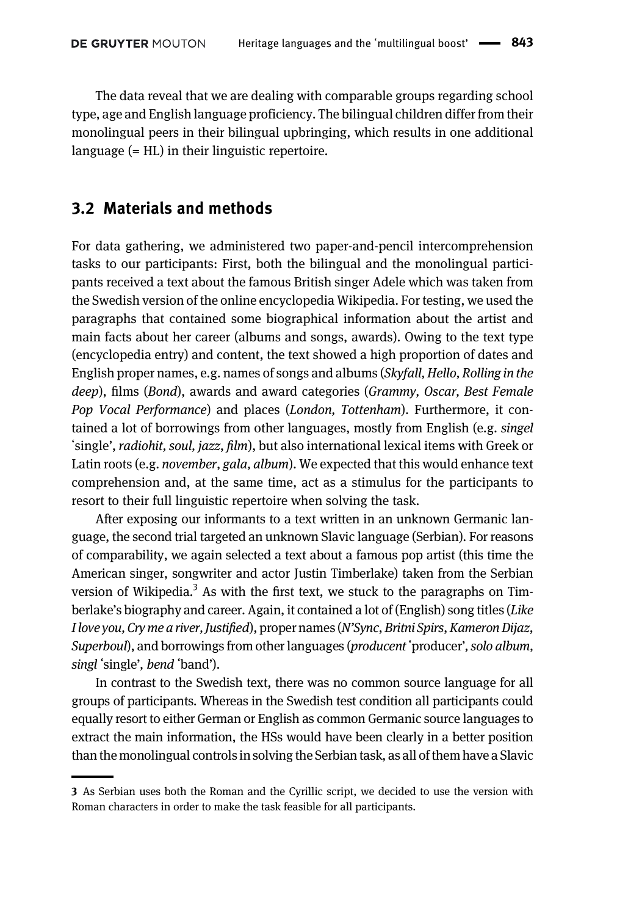The data reveal that we are dealing with comparable groups regarding school type, age and English language proficiency. The bilingual children differ from their monolingual peers in their bilingual upbringing, which results in one additional language (= HL) in their linguistic repertoire.

## 3.2 Materials and methods

For data gathering, we administered two paper-and-pencil intercomprehension tasks to our participants: First, both the bilingual and the monolingual participants received a text about the famous British singer Adele which was taken from the Swedish version of the online encyclopedia Wikipedia. For testing, we used the paragraphs that contained some biographical information about the artist and main facts about her career (albums and songs, awards). Owing to the text type (encyclopedia entry) and content, the text showed a high proportion of dates and English proper names, e.g. names of songs and albums (*Skyfall, Hello, Rolling in the deep*), films (*Bond*), awards and award categories (*Grammy, Oscar, Best Female Pop Vocal Performance*) and places (*London, Tottenham*). Furthermore, it contained a lot of borrowings from other languages, mostly from English (e.g. *singel* 'single', *radiohit, soul, jazz, film*), but also international lexical items with Greek or Latin roots (e.g. *november*, *gala, album*). We expected that this would enhance text comprehension and, at the same time, act as a stimulus for the participants to resort to their full linguistic repertoire when solving the task.

After exposing our informants to a text written in an unknown Germanic language, the second trial targeted an unknown Slavic language (Serbian). For reasons of comparability, we again selected a text about a famous pop artist (this time the American singer, songwriter and actor Justin Timberlake) taken from the Serbian version of Wikipedia.[3] As with the first text, we stuck to the paragraphs on Timberlake's biography and career. Again, it contained a lot of (English) song titles (*Like I love you, Cry me a river, Justified*), proper names (*N'Sync, Britni Spirs, Kameron Dijaz, Superboul*), and borrowings from other languages (*producent* 'producer', *solo album, singl* 'single', *bend* 'band').

In contrast to the Swedish text, there was no common source language for all groups of participants. Whereas in the Swedish test condition all participants could equally resort to either German or English as common Germanic source languages to extract the main information, the HSs would have been clearly in a better position than the monolingual controls in solving the Serbian task, as all of them have a Slavic

[3] As Serbian uses both the Roman and the Cyrillic script, we decided to use the version with Roman characters in order to make the task feasible for all participants.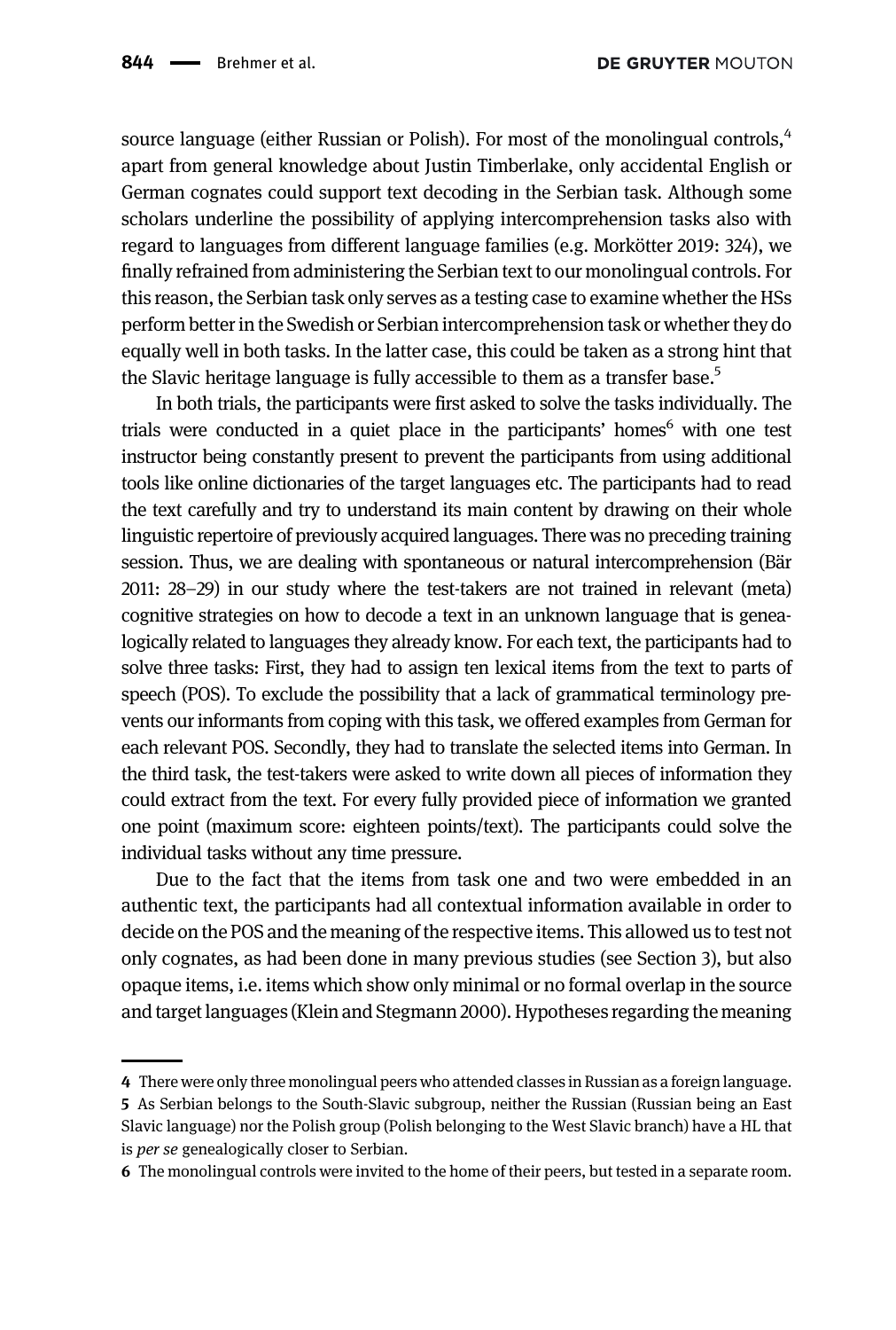source language (either Russian or Polish). For most of the monolingual controls,[4] apart from general knowledge about Justin Timberlake, only accidental English or German cognates could support text decoding in the Serbian task. Although some scholars underline the possibility of applying intercomprehension tasks also with regard to languages from different language families (e.g. Morkötter 2019: 324), we finally refrained from administering the Serbian text to our monolingual controls. For this reason, the Serbian task only serves as a testing case to examine whether the HSs perform better in the Swedish or Serbian intercomprehension task or whether they do equally well in both tasks. In the latter case, this could be taken as a strong hint that the Slavic heritage language is fully accessible to them as a transfer base.[5]

In both trials, the participants were first asked to solve the tasks individually. The trials were conducted in a quiet place in the participants' homes[6] with one test instructor being constantly present to prevent the participants from using additional tools like online dictionaries of the target languages etc. The participants had to read the text carefully and try to understand its main content by drawing on their whole linguistic repertoire of previously acquired languages. There was no preceding training session. Thus, we are dealing with spontaneous or natural intercomprehension (Bär 2011: 28–29) in our study where the test-takers are not trained in relevant (meta) cognitive strategies on how to decode a text in an unknown language that is genealogically related to languages they already know. For each text, the participants had to solve three tasks: First, they had to assign ten lexical items from the text to parts of speech (POS). To exclude the possibility that a lack of grammatical terminology prevents our informants from coping with this task, we offered examples from German for each relevant POS. Secondly, they had to translate the selected items into German. In the third task, the test-takers were asked to write down all pieces of information they could extract from the text. For every fully provided piece of information we granted one point (maximum score: eighteen points/text). The participants could solve the individual tasks without any time pressure.

Due to the fact that the items from task one and two were embedded in an authentic text, the participants had all contextual information available in order to decide on the POS and the meaning of the respective items. This allowed us to test not only cognates, as had been done in many previous studies (see Section 3), but also opaque items, i.e. items which show only minimal or no formal overlap in the source and target languages (Klein and Stegmann 2000). Hypotheses regarding the meaning

---

4 There were only three monolingual peers who attended classes in Russian as a foreign language.

5 As Serbian belongs to the South-Slavic subgroup, neither the Russian (Russian being an East Slavic language) nor the Polish group (Polish belonging to the West Slavic branch) have a HL that is *per se* genealogically closer to Serbian.

6 The monolingual controls were invited to the home of their peers, but tested in a separate room.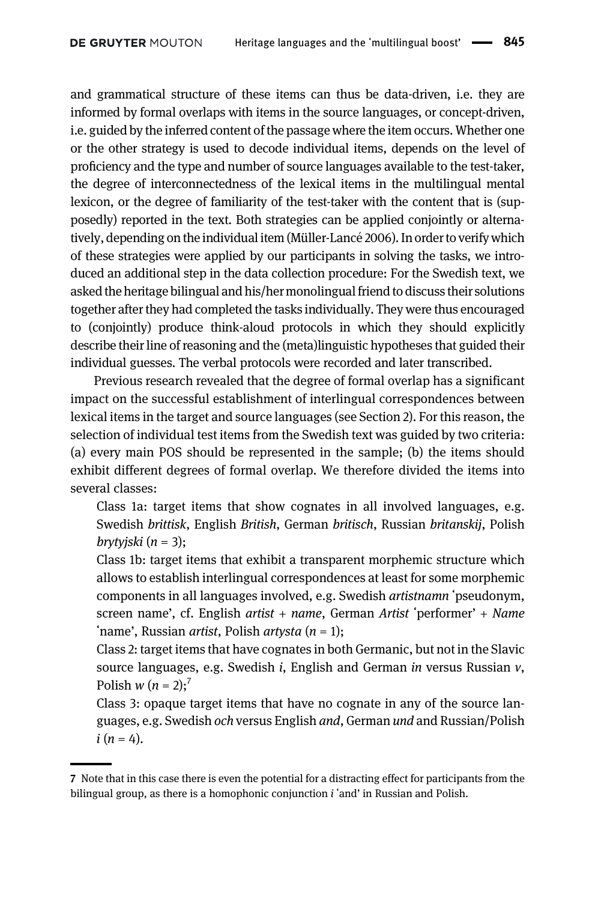and grammatical structure of these items can thus be data-driven, i.e. they are informed by formal overlaps with items in the source languages, or concept-driven, i.e. guided by the inferred content of the passage where the item occurs. Whether one or the other strategy is used to decode individual items, depends on the level of proficiency and the type and number of source languages available to the test-taker, the degree of interconnectedness of the lexical items in the multilingual mental lexicon, or the degree of familiarity of the test-taker with the content that is (supposedly) reported in the text. Both strategies can be applied conjointly or alternatively, depending on the individual item (Müller-Lancé 2006). In order to verify which of these strategies were applied by our participants in solving the tasks, we introduced an additional step in the data collection procedure: For the Swedish text, we asked the heritage bilingual and his/her monolingual friend to discuss their solutions together after they had completed the tasks individually. They were thus encouraged to (conjointly) produce think-aloud protocols in which they should explicitly describe their line of reasoning and the (meta)linguistic hypotheses that guided their individual guesses. The verbal protocols were recorded and later transcribed.

Previous research revealed that the degree of formal overlap has a significant impact on the successful establishment of interlingual correspondences between lexical items in the target and source languages (see Section 2). For this reason, the selection of individual test items from the Swedish text was guided by two criteria: (a) every main POS should be represented in the sample; (b) the items should exhibit different degrees of formal overlap. We therefore divided the items into several classes:

Class 1a: target items that show cognates in all involved languages, e.g. Swedish *brittisk*, English *British*, German *britisch*, Russian *britanskij*, Polish *brytyjski* ($n = 3$);

Class 1b: target items that exhibit a transparent morphemic structure which allows to establish interlingual correspondences at least for some morphemic components in all languages involved, e.g. Swedish *artistnamn* 'pseudonym, screen name', cf. English *artist* + *name*, German *Artist* 'performer' + *Name* 'name', Russian *artist*, Polish *artysta* ($n = 1$);

Class 2: target items that have cognates in both Germanic, but not in the Slavic source languages, e.g. Swedish *i*, English and German *in* versus Russian *v*, Polish *w* ($n = 2$);[7]

Class 3: opaque target items that have no cognate in any of the source languages, e.g. Swedish *och* versus English *and*, German *und* and Russian/Polish *i* ($n = 4$).

---

7 Note that in this case there is even the potential for a distracting effect for participants from the bilingual group, as there is a homophonic conjunction *i* 'and' in Russian and Polish.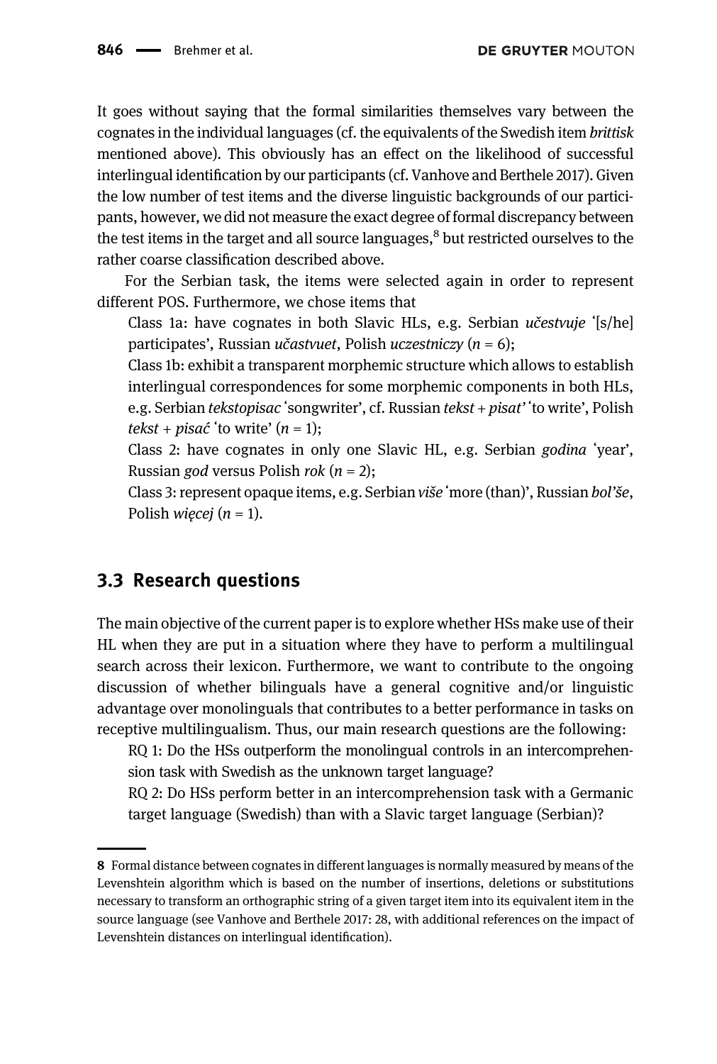It goes without saying that the formal similarities themselves vary between the cognates in the individual languages (cf. the equivalents of the Swedish item *brittisk* mentioned above). This obviously has an effect on the likelihood of successful interlingual identification by our participants (cf. Vanhove and Berthele 2017). Given the low number of test items and the diverse linguistic backgrounds of our participants, however, we did not measure the exact degree of formal discrepancy between the test items in the target and all source languages,[8] but restricted ourselves to the rather coarse classification described above.

For the Serbian task, the items were selected again in order to represent different POS. Furthermore, we chose items that

Class 1a: have cognates in both Slavic HLs, e.g. Serbian *učestvuje* '[s/he] participates', Russian *učastvuet*, Polish *uczestniczy* ($n = 6$);

Class 1b: exhibit a transparent morphemic structure which allows to establish interlingual correspondences for some morphemic components in both HLs, e.g. Serbian *tekstopisac* 'songwriter', cf. Russian *tekst* + *pisat'* 'to write', Polish *tekst* + *pisać* 'to write' ($n = 1$);

Class 2: have cognates in only one Slavic HL, e.g. Serbian *godina* 'year', Russian *god* versus Polish *rok* ($n = 2$);

Class 3: represent opaque items, e.g. Serbian *više* 'more (than)', Russian *bol'še*, Polish *więcej* ($n = 1$).

### 3.3 Research questions

The main objective of the current paper is to explore whether HSs make use of their HL when they are put in a situation where they have to perform a multilingual search across their lexicon. Furthermore, we want to contribute to the ongoing discussion of whether bilinguals have a general cognitive and/or linguistic advantage over monolinguals that contributes to a better performance in tasks on receptive multilingualism. Thus, our main research questions are the following:

RQ 1: Do the HSs outperform the monolingual controls in an intercomprehension task with Swedish as the unknown target language?

RQ 2: Do HSs perform better in an intercomprehension task with a Germanic target language (Swedish) than with a Slavic target language (Serbian)?

---

8 Formal distance between cognates in different languages is normally measured by means of the Levenshtein algorithm which is based on the number of insertions, deletions or substitutions necessary to transform an orthographic string of a given target item into its equivalent item in the source language (see Vanhove and Berthele 2017: 28, with additional references on the impact of Levenshtein distances on interlingual identification).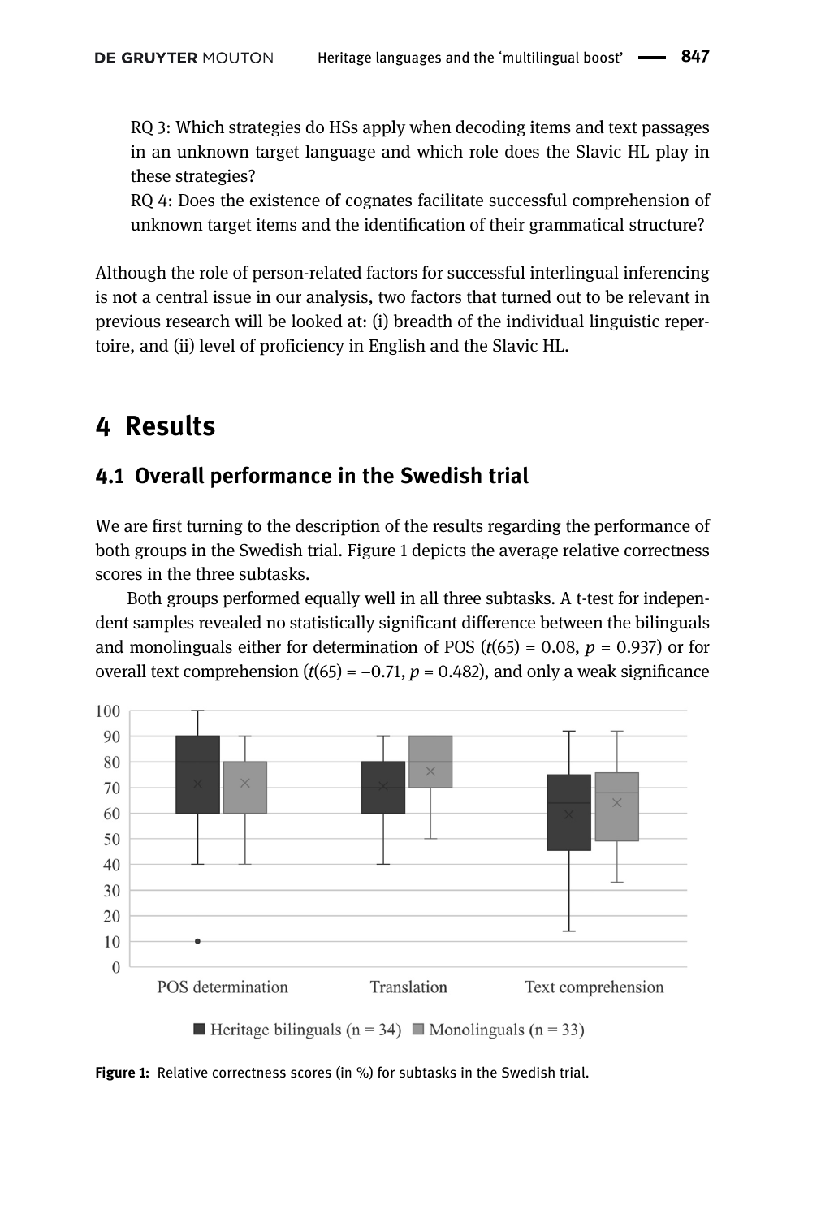RQ 3: Which strategies do HSs apply when decoding items and text passages in an unknown target language and which role does the Slavic HL play in these strategies?

RQ 4: Does the existence of cognates facilitate successful comprehension of unknown target items and the identification of their grammatical structure?

Although the role of person-related factors for successful interlingual inferencing is not a central issue in our analysis, two factors that turned out to be relevant in previous research will be looked at: (i) breadth of the individual linguistic repertoire, and (ii) level of proficiency in English and the Slavic HL.

# 4 Results

## 4.1 Overall performance in the Swedish trial

We are first turning to the description of the results regarding the performance of both groups in the Swedish trial. Figure 1 depicts the average relative correctness scores in the three subtasks.

Both groups performed equally well in all three subtasks. A t-test for independent samples revealed no statistically significant difference between the bilinguals and monolinguals either for determination of POS ($t(65) = 0.08$, $p = 0.937$) or for overall text comprehension ($t(65) = -0.71$, $p = 0.482$), and only a weak significance

Figure 1: Relative correctness scores (in %) for subtasks in the Swedish trial.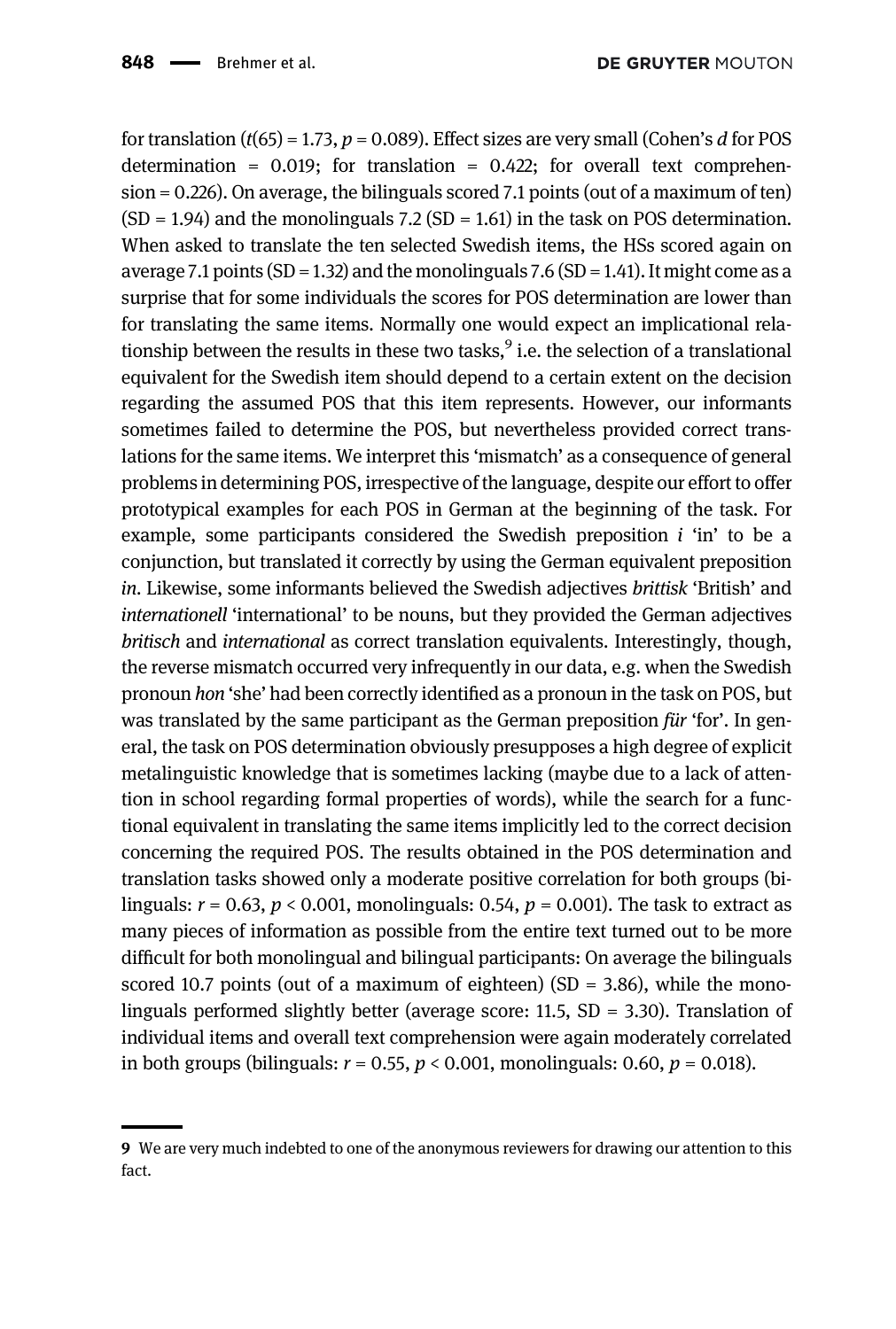for translation ($t(65) = 1.73$, $p = 0.089$). Effect sizes are very small (Cohen's $d$ for POS determination = 0.019; for translation = 0.422; for overall text comprehension = 0.226). On average, the bilinguals scored 7.1 points (out of a maximum of ten) (SD = 1.94) and the monolinguals 7.2 (SD = 1.61) in the task on POS determination. When asked to translate the ten selected Swedish items, the HSs scored again on average 7.1 points (SD = 1.32) and the monolinguals 7.6 (SD = 1.41). It might come as a surprise that for some individuals the scores for POS determination are lower than for translating the same items. Normally one would expect an implicational relationship between the results in these two tasks,[9] i.e. the selection of a translational equivalent for the Swedish item should depend to a certain extent on the decision regarding the assumed POS that this item represents. However, our informants sometimes failed to determine the POS, but nevertheless provided correct translations for the same items. We interpret this 'mismatch' as a consequence of general problems in determining POS, irrespective of the language, despite our effort to offer prototypical examples for each POS in German at the beginning of the task. For example, some participants considered the Swedish preposition *i* 'in' to be a conjunction, but translated it correctly by using the German equivalent preposition *in*. Likewise, some informants believed the Swedish adjectives *brittisk* 'British' and *internationell* 'international' to be nouns, but they provided the German adjectives *britisch* and *international* as correct translation equivalents. Interestingly, though, the reverse mismatch occurred very infrequently in our data, e.g. when the Swedish pronoun *hon* 'she' had been correctly identified as a pronoun in the task on POS, but was translated by the same participant as the German preposition *für* 'for'. In general, the task on POS determination obviously presupposes a high degree of explicit metalinguistic knowledge that is sometimes lacking (maybe due to a lack of attention in school regarding formal properties of words), while the search for a functional equivalent in translating the same items implicitly led to the correct decision concerning the required POS. The results obtained in the POS determination and translation tasks showed only a moderate positive correlation for both groups (bilinguals: $r = 0.63$, $p < 0.001$, monolinguals: 0.54, $p = 0.001$). The task to extract as many pieces of information as possible from the entire text turned out to be more difficult for both monolingual and bilingual participants: On average the bilinguals scored 10.7 points (out of a maximum of eighteen) (SD = 3.86), while the monolinguals performed slightly better (average score: 11.5, SD = 3.30). Translation of individual items and overall text comprehension were again moderately correlated in both groups (bilinguals: $r = 0.55$, $p < 0.001$, monolinguals: 0.60, $p = 0.018$).

---

**9** We are very much indebted to one of the anonymous reviewers for drawing our attention to this fact.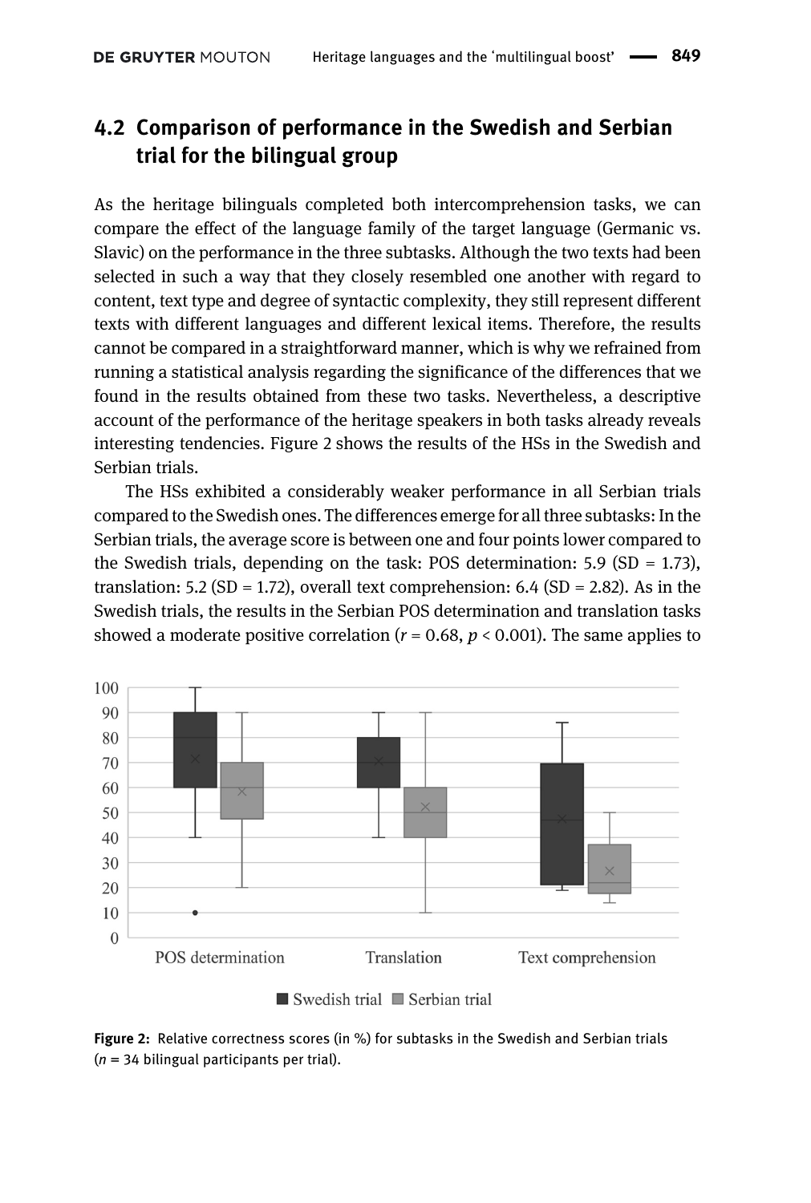## 4.2 Comparison of performance in the Swedish and Serbian trial for the bilingual group

As the heritage bilinguals completed both intercomprehension tasks, we can compare the effect of the language family of the target language (Germanic vs. Slavic) on the performance in the three subtasks. Although the two texts had been selected in such a way that they closely resembled one another with regard to content, text type and degree of syntactic complexity, they still represent different texts with different languages and different lexical items. Therefore, the results cannot be compared in a straightforward manner, which is why we refrained from running a statistical analysis regarding the significance of the differences that we found in the results obtained from these two tasks. Nevertheless, a descriptive account of the performance of the heritage speakers in both tasks already reveals interesting tendencies. Figure 2 shows the results of the HSs in the Swedish and Serbian trials.

The HSs exhibited a considerably weaker performance in all Serbian trials compared to the Swedish ones. The differences emerge for all three subtasks: In the Serbian trials, the average score is between one and four points lower compared to the Swedish trials, depending on the task: POS determination: 5.9 (SD = 1.73), translation: 5.2 (SD = 1.72), overall text comprehension: 6.4 (SD = 2.82). As in the Swedish trials, the results in the Serbian POS determination and translation tasks showed a moderate positive correlation ($r = 0.68$, $p < 0.001$). The same applies to

**Figure 2:** Relative correctness scores (in %) for subtasks in the Swedish and Serbian trials ($n$ = 34 bilingual participants per trial).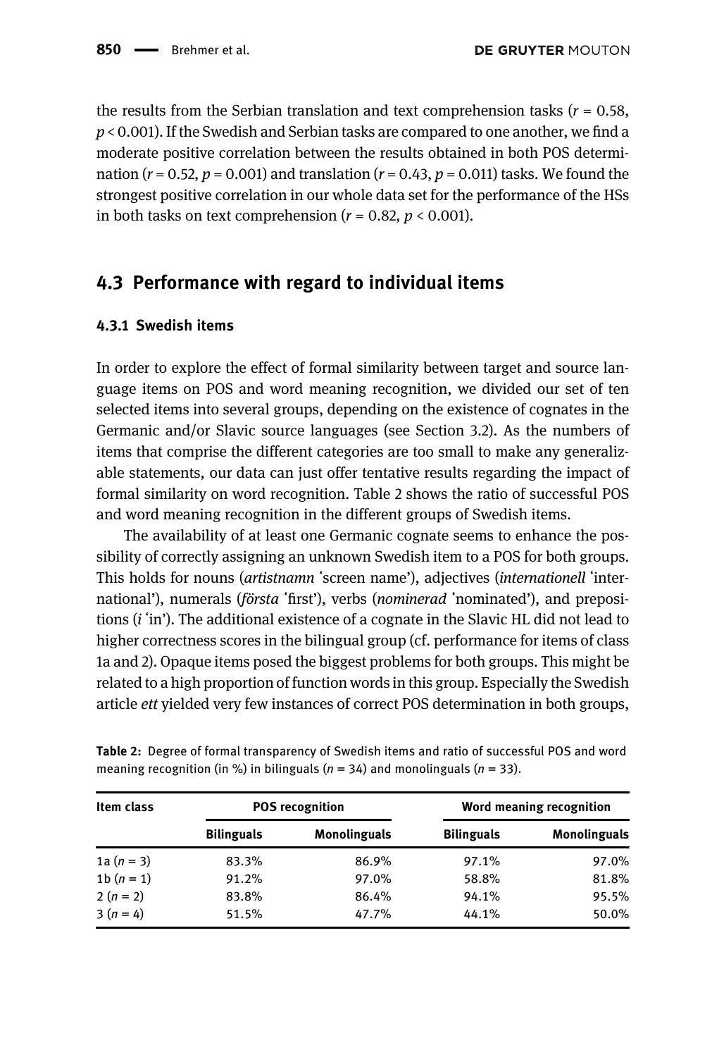the results from the Serbian translation and text comprehension tasks ($r = 0.58$, $p < 0.001$). If the Swedish and Serbian tasks are compared to one another, we find a moderate positive correlation between the results obtained in both POS determination ($r = 0.52$, $p = 0.001$) and translation ($r = 0.43$, $p = 0.011$) tasks. We found the strongest positive correlation in our whole data set for the performance of the HSs in both tasks on text comprehension ($r = 0.82$, $p < 0.001$).

## 4.3 Performance with regard to individual items

### 4.3.1 Swedish items

In order to explore the effect of formal similarity between target and source language items on POS and word meaning recognition, we divided our set of ten selected items into several groups, depending on the existence of cognates in the Germanic and/or Slavic source languages (see Section 3.2). As the numbers of items that comprise the different categories are too small to make any generalizable statements, our data can just offer tentative results regarding the impact of formal similarity on word recognition. Table 2 shows the ratio of successful POS and word meaning recognition in the different groups of Swedish items.

The availability of at least one Germanic cognate seems to enhance the possibility of correctly assigning an unknown Swedish item to a POS for both groups. This holds for nouns (*artistnamn* 'screen name'), adjectives (*internationell* 'international'), numerals (*första* 'first'), verbs (*nominerad* 'nominated'), and prepositions (*i* 'in'). The additional existence of a cognate in the Slavic HL did not lead to higher correctness scores in the bilingual group (cf. performance for items of class 1a and 2). Opaque items posed the biggest problems for both groups. This might be related to a high proportion of function words in this group. Especially the Swedish article *ett* yielded very few instances of correct POS determination in both groups,

**Table 2:** Degree of formal transparency of Swedish items and ratio of successful POS and word meaning recognition (in %) in bilinguals ($n = 34$) and monolinguals ($n = 33$).

| Item class | POS recognition | | Word meaning recognition | |
|---|---|---|---|---|
| | Bilinguals | Monolinguals | Bilinguals | Monolinguals |
| 1a ($n = 3$) | 83.3% | 86.9% | 97.1% | 97.0% |
| 1b ($n = 1$) | 91.2% | 97.0% | 58.8% | 81.8% |
| 2 ($n = 2$) | 83.8% | 86.4% | 94.1% | 95.5% |
| 3 ($n = 4$) | 51.5% | 47.7% | 44.1% | 50.0% |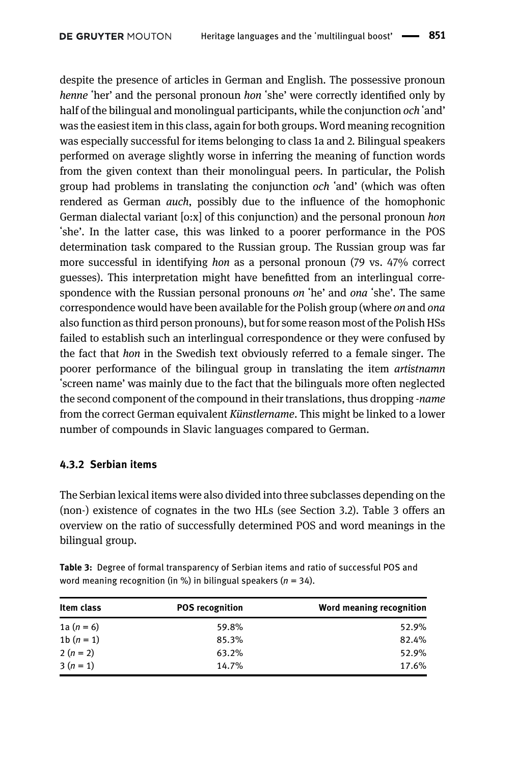despite the presence of articles in German and English. The possessive pronoun *henne* 'her' and the personal pronoun *hon* 'she' were correctly identified only by half of the bilingual and monolingual participants, while the conjunction *och* 'and' was the easiest item in this class, again for both groups. Word meaning recognition was especially successful for items belonging to class 1a and 2. Bilingual speakers performed on average slightly worse in inferring the meaning of function words from the given context than their monolingual peers. In particular, the Polish group had problems in translating the conjunction *och* 'and' (which was often rendered as German *auch*, possibly due to the influence of the homophonic German dialectal variant [oːx] of this conjunction) and the personal pronoun *hon* 'she'. In the latter case, this was linked to a poorer performance in the POS determination task compared to the Russian group. The Russian group was far more successful in identifying *hon* as a personal pronoun (79 vs. 47% correct guesses). This interpretation might have benefitted from an interlingual correspondence with the Russian personal pronouns *on* 'he' and *ona* 'she'. The same correspondence would have been available for the Polish group (where *on* and *ona* also function as third person pronouns), but for some reason most of the Polish HSs failed to establish such an interlingual correspondence or they were confused by the fact that *hon* in the Swedish text obviously referred to a female singer. The poorer performance of the bilingual group in translating the item *artistnamn* 'screen name' was mainly due to the fact that the bilinguals more often neglected the second component of the compound in their translations, thus dropping *-name* from the correct German equivalent *Künstlername*. This might be linked to a lower number of compounds in Slavic languages compared to German.

### 4.3.2 Serbian items

The Serbian lexical items were also divided into three subclasses depending on the (non-) existence of cognates in the two HLs (see Section 3.2). Table 3 offers an overview on the ratio of successfully determined POS and word meanings in the bilingual group.

**Table 3:** Degree of formal transparency of Serbian items and ratio of successful POS and word meaning recognition (in %) in bilingual speakers ($n = 34$).

| Item class | POS recognition | Word meaning recognition |
|---|---|---|
| 1a ($n = 6$) | 59.8% | 52.9% |
| 1b ($n = 1$) | 85.3% | 82.4% |
| 2 ($n = 2$) | 63.2% | 52.9% |
| 3 ($n = 1$) | 14.7% | 17.6% |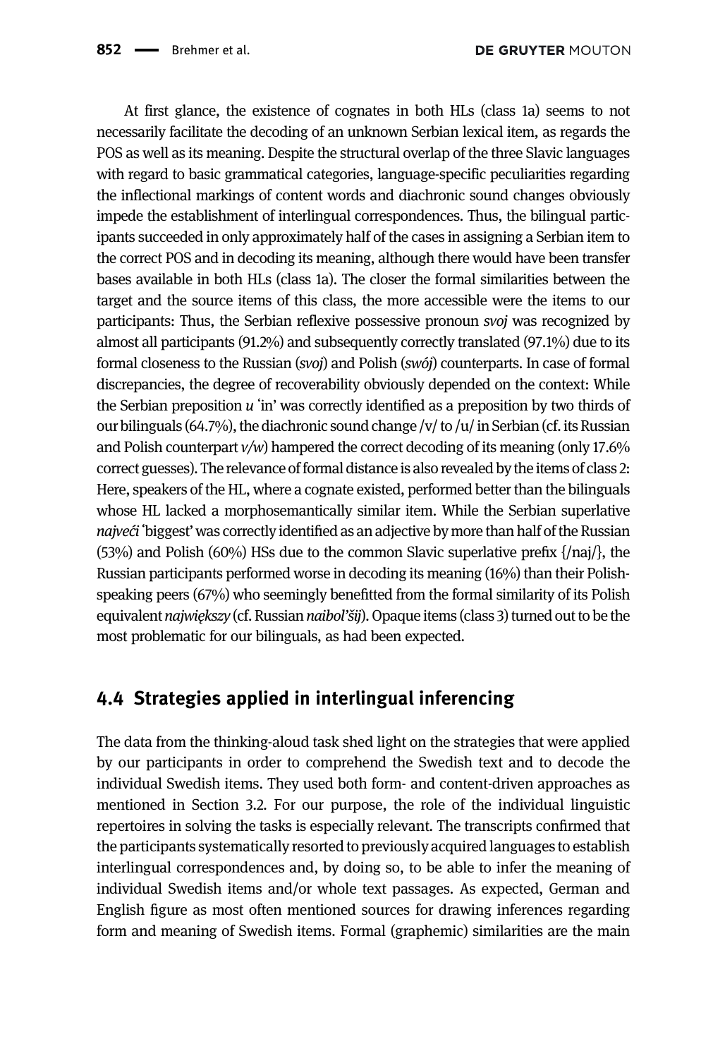At first glance, the existence of cognates in both HLs (class 1a) seems to not necessarily facilitate the decoding of an unknown Serbian lexical item, as regards the POS as well as its meaning. Despite the structural overlap of the three Slavic languages with regard to basic grammatical categories, language-specific peculiarities regarding the inflectional markings of content words and diachronic sound changes obviously impede the establishment of interlingual correspondences. Thus, the bilingual participants succeeded in only approximately half of the cases in assigning a Serbian item to the correct POS and in decoding its meaning, although there would have been transfer bases available in both HLs (class 1a). The closer the formal similarities between the target and the source items of this class, the more accessible were the items to our participants: Thus, the Serbian reflexive possessive pronoun *svoj* was recognized by almost all participants (91.2%) and subsequently correctly translated (97.1%) due to its formal closeness to the Russian (*svoj*) and Polish (*swój*) counterparts. In case of formal discrepancies, the degree of recoverability obviously depended on the context: While the Serbian preposition *u* 'in' was correctly identified as a preposition by two thirds of our bilinguals (64.7%), the diachronic sound change /v/ to /u/ in Serbian (cf. its Russian and Polish counterpart *v/w*) hampered the correct decoding of its meaning (only 17.6% correct guesses). The relevance of formal distance is also revealed by the items of class 2: Here, speakers of the HL, where a cognate existed, performed better than the bilinguals whose HL lacked a morphosemantically similar item. While the Serbian superlative *najveći* 'biggest' was correctly identified as an adjective by more than half of the Russian (53%) and Polish (60%) HSs due to the common Slavic superlative prefix {/naj/}, the Russian participants performed worse in decoding its meaning (16%) than their Polish-speaking peers (67%) who seemingly benefitted from the formal similarity of its Polish equivalent *największy* (cf. Russian *naibol'šij*). Opaque items (class 3) turned out to be the most problematic for our bilinguals, as had been expected.

### 4.4 Strategies applied in interlingual inferencing

The data from the thinking-aloud task shed light on the strategies that were applied by our participants in order to comprehend the Swedish text and to decode the individual Swedish items. They used both form- and content-driven approaches as mentioned in Section 3.2. For our purpose, the role of the individual linguistic repertoires in solving the tasks is especially relevant. The transcripts confirmed that the participants systematically resorted to previously acquired languages to establish interlingual correspondences and, by doing so, to be able to infer the meaning of individual Swedish items and/or whole text passages. As expected, German and English figure as most often mentioned sources for drawing inferences regarding form and meaning of Swedish items. Formal (graphemic) similarities are the main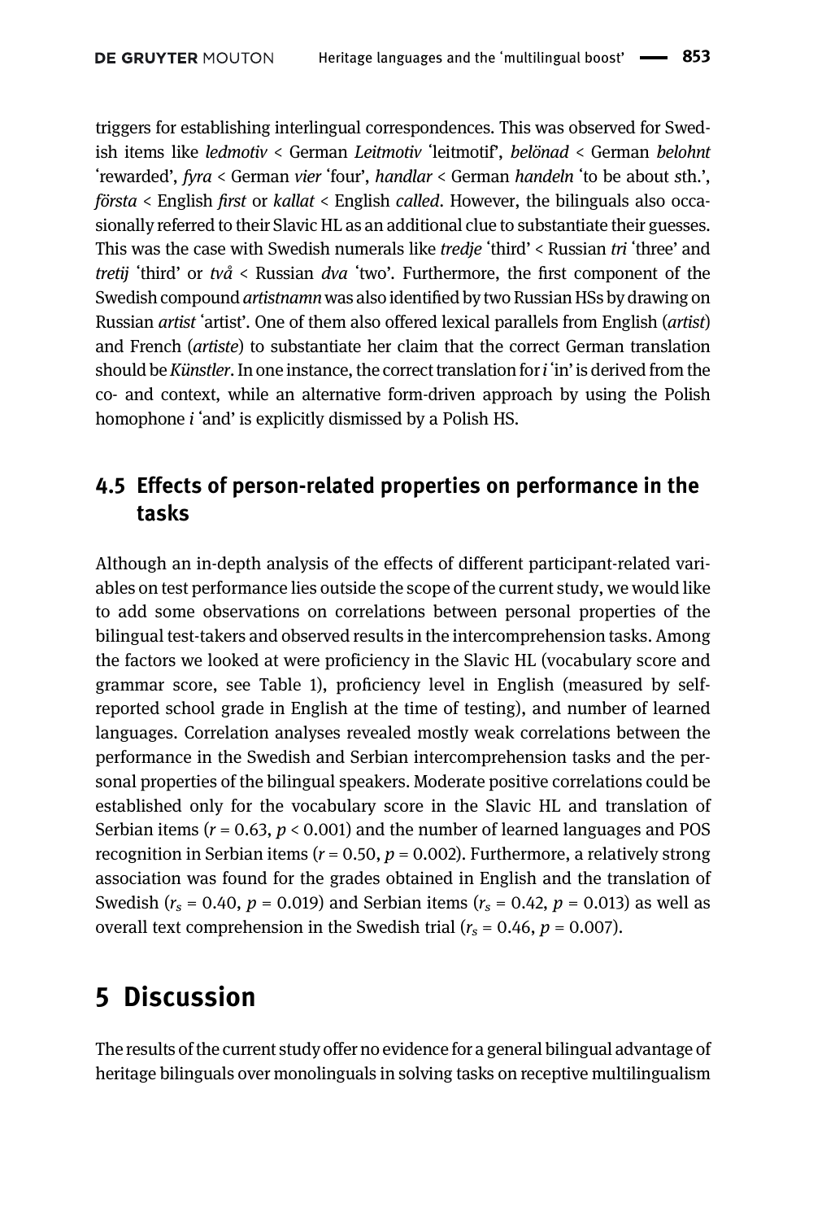triggers for establishing interlingual correspondences. This was observed for Swedish items like *ledmotiv* < German *Leitmotiv* 'leitmotif', *belönad* < German *belohnt* 'rewarded', *fyra* < German *vier* 'four', *handlar* < German *handeln* 'to be about sth.', *första* < English *first* or *kallat* < English *called*. However, the bilinguals also occasionally referred to their Slavic HL as an additional clue to substantiate their guesses. This was the case with Swedish numerals like *tredje* 'third' < Russian *tri* 'three' and *tretij* 'third' or *två* < Russian *dva* 'two'. Furthermore, the first component of the Swedish compound *artistnamn* was also identified by two Russian HSs by drawing on Russian *artist* 'artist'. One of them also offered lexical parallels from English (*artist*) and French (*artiste*) to substantiate her claim that the correct German translation should be *Künstler*. In one instance, the correct translation for *i* 'in' is derived from the co- and context, while an alternative form-driven approach by using the Polish homophone *i* 'and' is explicitly dismissed by a Polish HS.

### 4.5 Effects of person-related properties on performance in the tasks

Although an in-depth analysis of the effects of different participant-related variables on test performance lies outside the scope of the current study, we would like to add some observations on correlations between personal properties of the bilingual test-takers and observed results in the intercomprehension tasks. Among the factors we looked at were proficiency in the Slavic HL (vocabulary score and grammar score, see Table 1), proficiency level in English (measured by self-reported school grade in English at the time of testing), and number of learned languages. Correlation analyses revealed mostly weak correlations between the performance in the Swedish and Serbian intercomprehension tasks and the personal properties of the bilingual speakers. Moderate positive correlations could be established only for the vocabulary score in the Slavic HL and translation of Serbian items ($r = 0.63$, $p < 0.001$) and the number of learned languages and POS recognition in Serbian items ($r = 0.50$, $p = 0.002$). Furthermore, a relatively strong association was found for the grades obtained in English and the translation of Swedish ($r_s = 0.40$, $p = 0.019$) and Serbian items ($r_s = 0.42$, $p = 0.013$) as well as overall text comprehension in the Swedish trial ($r_s = 0.46$, $p = 0.007$).

## 5 Discussion

The results of the current study offer no evidence for a general bilingual advantage of heritage bilinguals over monolinguals in solving tasks on receptive multilingualism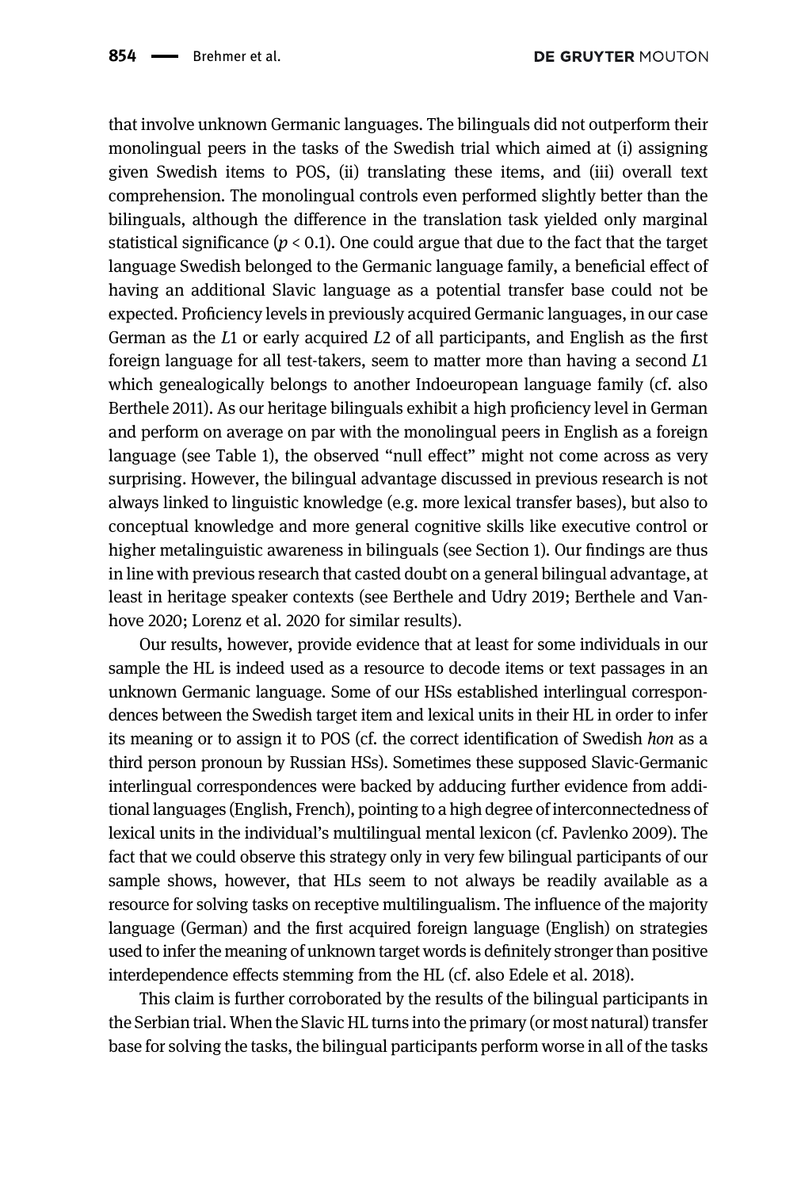that involve unknown Germanic languages. The bilinguals did not outperform their monolingual peers in the tasks of the Swedish trial which aimed at (i) assigning given Swedish items to POS, (ii) translating these items, and (iii) overall text comprehension. The monolingual controls even performed slightly better than the bilinguals, although the difference in the translation task yielded only marginal statistical significance ($p < 0.1$). One could argue that due to the fact that the target language Swedish belonged to the Germanic language family, a beneficial effect of having an additional Slavic language as a potential transfer base could not be expected. Proficiency levels in previously acquired Germanic languages, in our case German as the *L*1 or early acquired *L*2 of all participants, and English as the first foreign language for all test-takers, seem to matter more than having a second *L*1 which genealogically belongs to another Indoeuropean language family (cf. also Berthele 2011). As our heritage bilinguals exhibit a high proficiency level in German and perform on average on par with the monolingual peers in English as a foreign language (see Table 1), the observed "null effect" might not come across as very surprising. However, the bilingual advantage discussed in previous research is not always linked to linguistic knowledge (e.g. more lexical transfer bases), but also to conceptual knowledge and more general cognitive skills like executive control or higher metalinguistic awareness in bilinguals (see Section 1). Our findings are thus in line with previous research that casted doubt on a general bilingual advantage, at least in heritage speaker contexts (see Berthele and Udry 2019; Berthele and Vanhove 2020; Lorenz et al. 2020 for similar results).

Our results, however, provide evidence that at least for some individuals in our sample the HL is indeed used as a resource to decode items or text passages in an unknown Germanic language. Some of our HSs established interlingual correspondences between the Swedish target item and lexical units in their HL in order to infer its meaning or to assign it to POS (cf. the correct identification of Swedish *hon* as a third person pronoun by Russian HSs). Sometimes these supposed Slavic-Germanic interlingual correspondences were backed by adducing further evidence from additional languages (English, French), pointing to a high degree of interconnectedness of lexical units in the individual's multilingual mental lexicon (cf. Pavlenko 2009). The fact that we could observe this strategy only in very few bilingual participants of our sample shows, however, that HLs seem to not always be readily available as a resource for solving tasks on receptive multilingualism. The influence of the majority language (German) and the first acquired foreign language (English) on strategies used to infer the meaning of unknown target words is definitely stronger than positive interdependence effects stemming from the HL (cf. also Edele et al. 2018).

This claim is further corroborated by the results of the bilingual participants in the Serbian trial. When the Slavic HL turns into the primary (or most natural) transfer base for solving the tasks, the bilingual participants perform worse in all of the tasks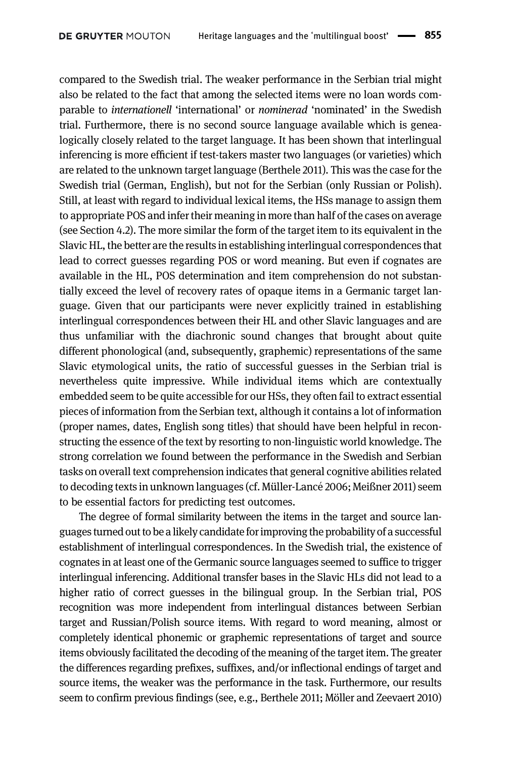compared to the Swedish trial. The weaker performance in the Serbian trial might also be related to the fact that among the selected items were no loan words comparable to *internationell* 'international' or *nominerad* 'nominated' in the Swedish trial. Furthermore, there is no second source language available which is genealogically closely related to the target language. It has been shown that interlingual inferencing is more efficient if test-takers master two languages (or varieties) which are related to the unknown target language (Berthele 2011). This was the case for the Swedish trial (German, English), but not for the Serbian (only Russian or Polish). Still, at least with regard to individual lexical items, the HSs manage to assign them to appropriate POS and infer their meaning in more than half of the cases on average (see Section 4.2). The more similar the form of the target item to its equivalent in the Slavic HL, the better are the results in establishing interlingual correspondences that lead to correct guesses regarding POS or word meaning. But even if cognates are available in the HL, POS determination and item comprehension do not substantially exceed the level of recovery rates of opaque items in a Germanic target language. Given that our participants were never explicitly trained in establishing interlingual correspondences between their HL and other Slavic languages and are thus unfamiliar with the diachronic sound changes that brought about quite different phonological (and, subsequently, graphemic) representations of the same Slavic etymological units, the ratio of successful guesses in the Serbian trial is nevertheless quite impressive. While individual items which are contextually embedded seem to be quite accessible for our HSs, they often fail to extract essential pieces of information from the Serbian text, although it contains a lot of information (proper names, dates, English song titles) that should have been helpful in reconstructing the essence of the text by resorting to non-linguistic world knowledge. The strong correlation we found between the performance in the Swedish and Serbian tasks on overall text comprehension indicates that general cognitive abilities related to decoding texts in unknown languages (cf. Müller-Lancé 2006; Meißner 2011) seem to be essential factors for predicting test outcomes.

The degree of formal similarity between the items in the target and source languages turned out to be a likely candidate for improving the probability of a successful establishment of interlingual correspondences. In the Swedish trial, the existence of cognates in at least one of the Germanic source languages seemed to suffice to trigger interlingual inferencing. Additional transfer bases in the Slavic HLs did not lead to a higher ratio of correct guesses in the bilingual group. In the Serbian trial, POS recognition was more independent from interlingual distances between Serbian target and Russian/Polish source items. With regard to word meaning, almost or completely identical phonemic or graphemic representations of target and source items obviously facilitated the decoding of the meaning of the target item. The greater the differences regarding prefixes, suffixes, and/or inflectional endings of target and source items, the weaker was the performance in the task. Furthermore, our results seem to confirm previous findings (see, e.g., Berthele 2011; Möller and Zeevaert 2010)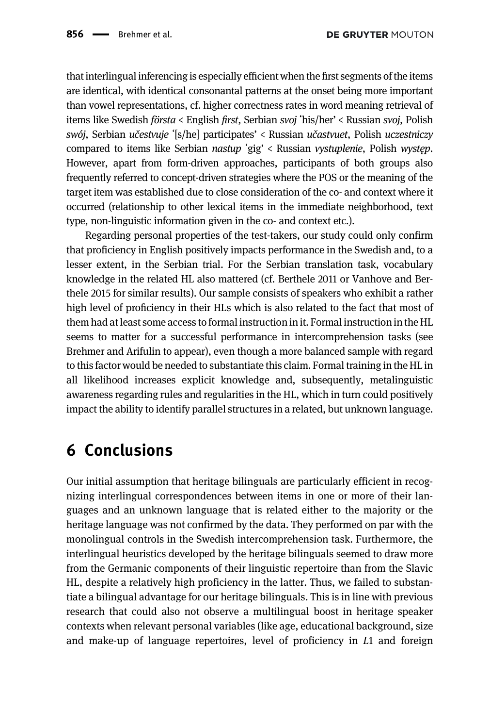that interlingual inferencing is especially efficient when the first segments of the items are identical, with identical consonantal patterns at the onset being more important than vowel representations, cf. higher correctness rates in word meaning retrieval of items like Swedish *första* < English *first*, Serbian *svoj* 'his/her' < Russian *svoj*, Polish *swój*, Serbian *učestvuje* '[s/he] participates' < Russian *učastvuet*, Polish *uczestniczy* compared to items like Serbian *nastup* 'gig' < Russian *vystuplenie*, Polish *występ*. However, apart from form-driven approaches, participants of both groups also frequently referred to concept-driven strategies where the POS or the meaning of the target item was established due to close consideration of the co- and context where it occurred (relationship to other lexical items in the immediate neighborhood, text type, non-linguistic information given in the co- and context etc.).

Regarding personal properties of the test-takers, our study could only confirm that proficiency in English positively impacts performance in the Swedish and, to a lesser extent, in the Serbian trial. For the Serbian translation task, vocabulary knowledge in the related HL also mattered (cf. Berthele 2011 or Vanhove and Berthele 2015 for similar results). Our sample consists of speakers who exhibit a rather high level of proficiency in their HLs which is also related to the fact that most of them had at least some access to formal instruction in it. Formal instruction in the HL seems to matter for a successful performance in intercomprehension tasks (see Brehmer and Arifulin to appear), even though a more balanced sample with regard to this factor would be needed to substantiate this claim. Formal training in the HL in all likelihood increases explicit knowledge and, subsequently, metalinguistic awareness regarding rules and regularities in the HL, which in turn could positively impact the ability to identify parallel structures in a related, but unknown language.

## 6 Conclusions

Our initial assumption that heritage bilinguals are particularly efficient in recognizing interlingual correspondences between items in one or more of their languages and an unknown language that is related either to the majority or the heritage language was not confirmed by the data. They performed on par with the monolingual controls in the Swedish intercomprehension task. Furthermore, the interlingual heuristics developed by the heritage bilinguals seemed to draw more from the Germanic components of their linguistic repertoire than from the Slavic HL, despite a relatively high proficiency in the latter. Thus, we failed to substantiate a bilingual advantage for our heritage bilinguals. This is in line with previous research that could also not observe a multilingual boost in heritage speaker contexts when relevant personal variables (like age, educational background, size and make-up of language repertoires, level of proficiency in *L*1 and foreign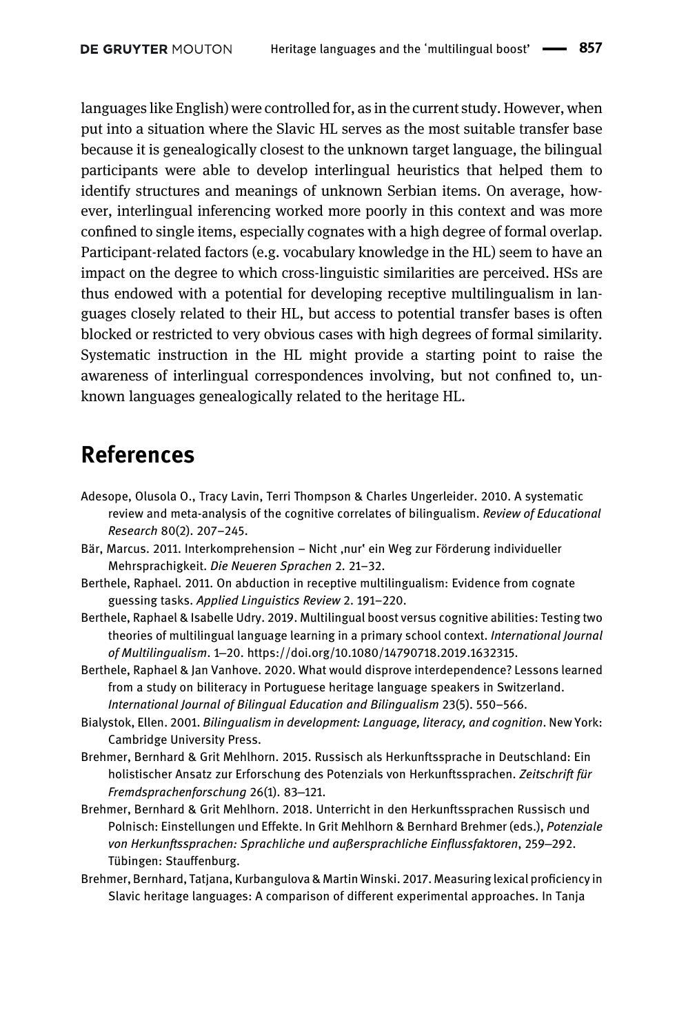languages like English) were controlled for, as in the current study. However, when put into a situation where the Slavic HL serves as the most suitable transfer base because it is genealogically closest to the unknown target language, the bilingual participants were able to develop interlingual heuristics that helped them to identify structures and meanings of unknown Serbian items. On average, however, interlingual inferencing worked more poorly in this context and was more confined to single items, especially cognates with a high degree of formal overlap. Participant-related factors (e.g. vocabulary knowledge in the HL) seem to have an impact on the degree to which cross-linguistic similarities are perceived. HSs are thus endowed with a potential for developing receptive multilingualism in languages closely related to their HL, but access to potential transfer bases is often blocked or restricted to very obvious cases with high degrees of formal similarity. Systematic instruction in the HL might provide a starting point to raise the awareness of interlingual correspondences involving, but not confined to, unknown languages genealogically related to the heritage HL.

## References

Adesope, Olusola O., Tracy Lavin, Terri Thompson & Charles Ungerleider. 2010. A systematic review and meta-analysis of the cognitive correlates of bilingualism. *Review of Educational Research* 80(2). 207–245.

Bär, Marcus. 2011. Interkomprehension – Nicht ‚nur' ein Weg zur Förderung individueller Mehrsprachigkeit. *Die Neueren Sprachen* 2. 21–32.

Berthele, Raphael. 2011. On abduction in receptive multilingualism: Evidence from cognate guessing tasks. *Applied Linguistics Review* 2. 191–220.

Berthele, Raphael & Isabelle Udry. 2019. Multilingual boost versus cognitive abilities: Testing two theories of multilingual language learning in a primary school context. *International Journal of Multilingualism*. 1–20. https://doi.org/10.1080/14790718.2019.1632315.

Berthele, Raphael & Jan Vanhove. 2020. What would disprove interdependence? Lessons learned from a study on biliteracy in Portuguese heritage language speakers in Switzerland. *International Journal of Bilingual Education and Bilingualism* 23(5). 550–566.

Bialystok, Ellen. 2001. *Bilingualism in development: Language, literacy, and cognition*. New York: Cambridge University Press.

Brehmer, Bernhard & Grit Mehlhorn. 2015. Russisch als Herkunftssprache in Deutschland: Ein holistischer Ansatz zur Erforschung des Potenzials von Herkunftssprachen. *Zeitschrift für Fremdsprachenforschung* 26(1). 83–121.

Brehmer, Bernhard & Grit Mehlhorn. 2018. Unterricht in den Herkunftssprachen Russisch und Polnisch: Einstellungen und Effekte. In Grit Mehlhorn & Bernhard Brehmer (eds.), *Potenziale von Herkunftssprachen: Sprachliche und außersprachliche Einflussfaktoren*, 259–292. Tübingen: Stauffenburg.

Brehmer, Bernhard, Tatjana, Kurbangulova & Martin Winski. 2017. Measuring lexical proficiency in Slavic heritage languages: A comparison of different experimental approaches. In Tanja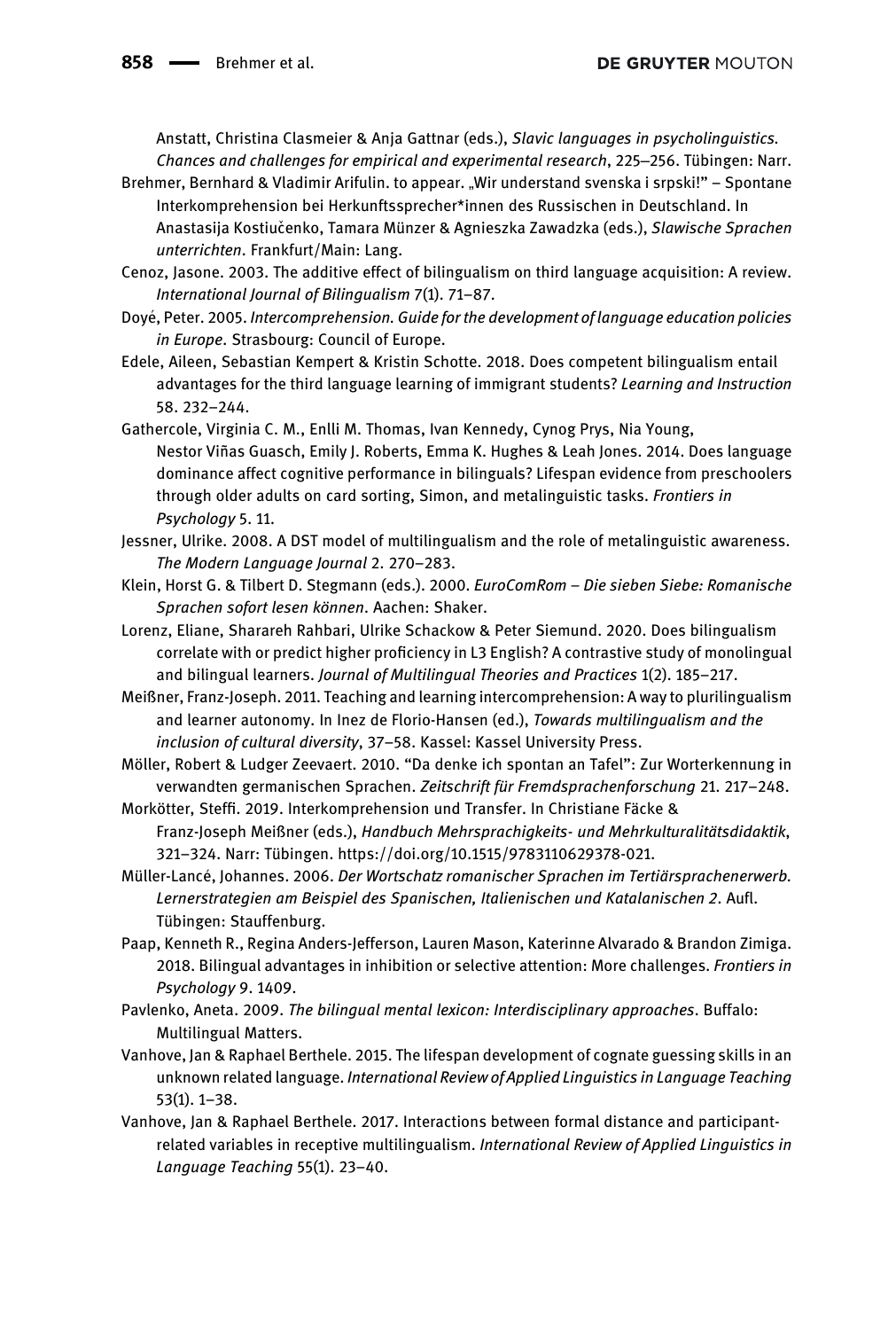Anstatt, Christina Clasmeier & Anja Gattnar (eds.), *Slavic languages in psycholinguistics. Chances and challenges for empirical and experimental research*, 225–256. Tübingen: Narr.

Brehmer, Bernhard & Vladimir Arifulin. to appear. „Wir understand svenska i srpski!" – Spontane Interkomprehension bei Herkunftssprecher*innen des Russischen in Deutschland. In Anastasija Kostiučenko, Tamara Münzer & Agnieszka Zawadzka (eds.), *Slawische Sprachen unterrichten*. Frankfurt/Main: Lang.

Cenoz, Jasone. 2003. The additive effect of bilingualism on third language acquisition: A review. *International Journal of Bilingualism* 7(1). 71–87.

Doyé, Peter. 2005. *Intercomprehension. Guide for the development of language education policies in Europe*. Strasbourg: Council of Europe.

Edele, Aileen, Sebastian Kempert & Kristin Schotte. 2018. Does competent bilingualism entail advantages for the third language learning of immigrant students? *Learning and Instruction* 58. 232–244.

Gathercole, Virginia C. M., Enlli M. Thomas, Ivan Kennedy, Cynog Prys, Nia Young, Nestor Viñas Guasch, Emily J. Roberts, Emma K. Hughes & Leah Jones. 2014. Does language dominance affect cognitive performance in bilinguals? Lifespan evidence from preschoolers through older adults on card sorting, Simon, and metalinguistic tasks. *Frontiers in Psychology* 5. 11.

Jessner, Ulrike. 2008. A DST model of multilingualism and the role of metalinguistic awareness. *The Modern Language Journal* 2. 270–283.

Klein, Horst G. & Tilbert D. Stegmann (eds.). 2000. *EuroComRom – Die sieben Siebe: Romanische Sprachen sofort lesen können*. Aachen: Shaker.

Lorenz, Eliane, Sharareh Rahbari, Ulrike Schackow & Peter Siemund. 2020. Does bilingualism correlate with or predict higher proficiency in L3 English? A contrastive study of monolingual and bilingual learners. *Journal of Multilingual Theories and Practices* 1(2). 185–217.

Meißner, Franz-Joseph. 2011. Teaching and learning intercomprehension: A way to plurilingualism and learner autonomy. In Inez de Florio-Hansen (ed.), *Towards multilingualism and the inclusion of cultural diversity*, 37–58. Kassel: Kassel University Press.

Möller, Robert & Ludger Zeevaert. 2010. "Da denke ich spontan an Tafel": Zur Worterkennung in verwandten germanischen Sprachen. *Zeitschrift für Fremdsprachenforschung* 21. 217–248.

Morkötter, Steffi. 2019. Interkomprehension und Transfer. In Christiane Fäcke & Franz-Joseph Meißner (eds.), *Handbuch Mehrsprachigkeits- und Mehrkulturalitätsdidaktik*, 321–324. Narr: Tübingen. https://doi.org/10.1515/9783110629378-021.

Müller-Lancé, Johannes. 2006. *Der Wortschatz romanischer Sprachen im Tertiärsprachenerwerb. Lernerstrategien am Beispiel des Spanischen, Italienischen und Katalanischen 2*. Aufl. Tübingen: Stauffenburg.

Paap, Kenneth R., Regina Anders-Jefferson, Lauren Mason, Katerinne Alvarado & Brandon Zimiga. 2018. Bilingual advantages in inhibition or selective attention: More challenges. *Frontiers in Psychology* 9. 1409.

Pavlenko, Aneta. 2009. *The bilingual mental lexicon: Interdisciplinary approaches*. Buffalo: Multilingual Matters.

Vanhove, Jan & Raphael Berthele. 2015. The lifespan development of cognate guessing skills in an unknown related language. *International Review of Applied Linguistics in Language Teaching* 53(1). 1–38.

Vanhove, Jan & Raphael Berthele. 2017. Interactions between formal distance and participant-related variables in receptive multilingualism. *International Review of Applied Linguistics in Language Teaching* 55(1). 23–40.